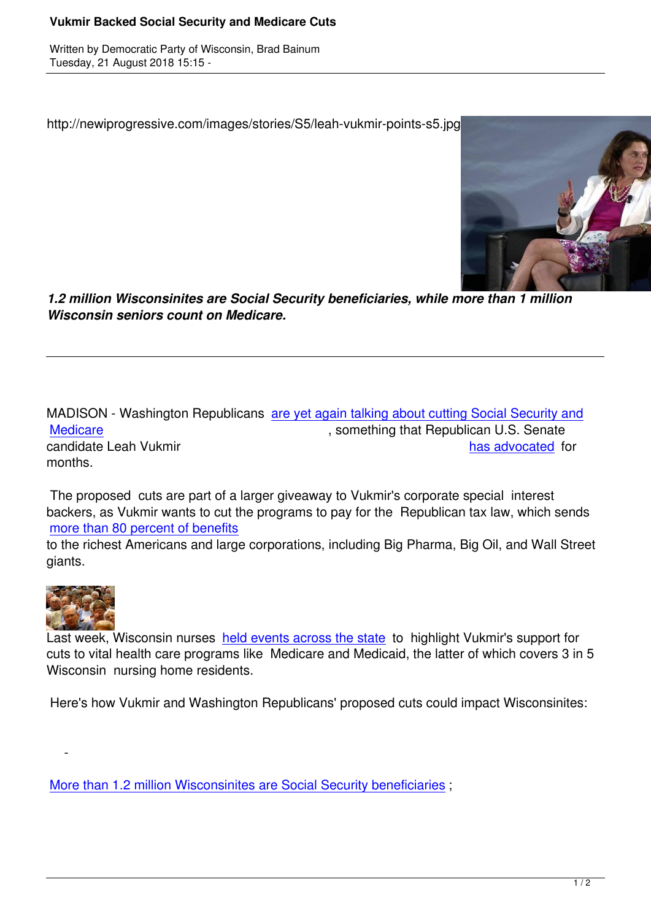http://newiprogressive.com/images/stories/S5/leah-vukmir-points-s5.jpg

***1.2 million Wisconsinites are Social Security beneficiaries, while more than 1 million Wisconsin seniors count on Medicare.***

---

MADISON - Washington Republicans are yet again talking about cutting Social Security and Medicare, something that Republican U.S. Senate candidate Leah Vukmir has advocated for months.

The proposed cuts are part of a larger giveaway to Vukmir's corporate special interest backers, as Vukmir wants to cut the programs to pay for the Republican tax law, which sends more than 80 percent of benefits to the richest Americans and large corporations, including Big Pharma, Big Oil, and Wall Street giants.

Last week, Wisconsin nurses held events across the state to highlight Vukmir's support for cuts to vital health care programs like Medicare and Medicaid, the latter of which covers 3 in 5 Wisconsin nursing home residents.

Here's how Vukmir and Washington Republicans' proposed cuts could impact Wisconsinites:

- More than 1.2 million Wisconsinites are Social Security beneficiaries;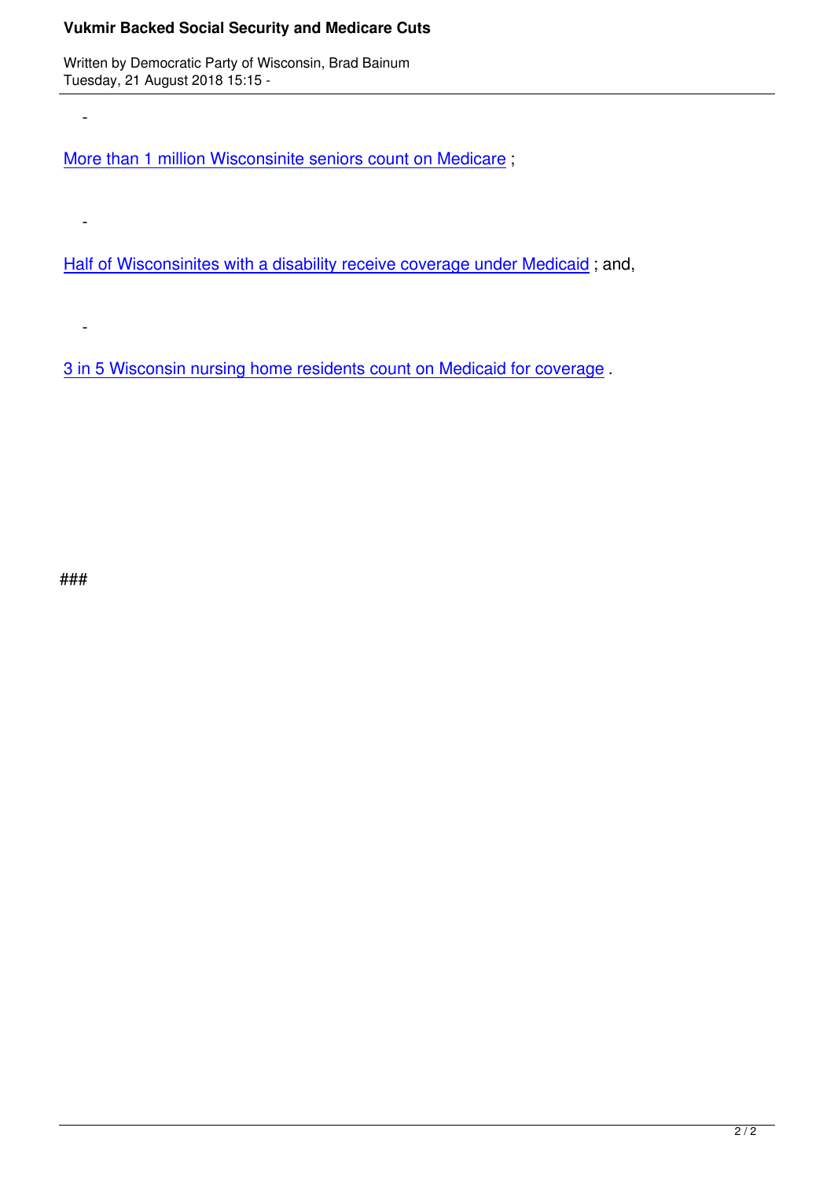- More than 1 million Wisconsinite seniors count on Medicare ;

- Half of Wisconsinites with a disability receive coverage under Medicaid ; and,

- 3 in 5 Wisconsin nursing home residents count on Medicaid for coverage .

###